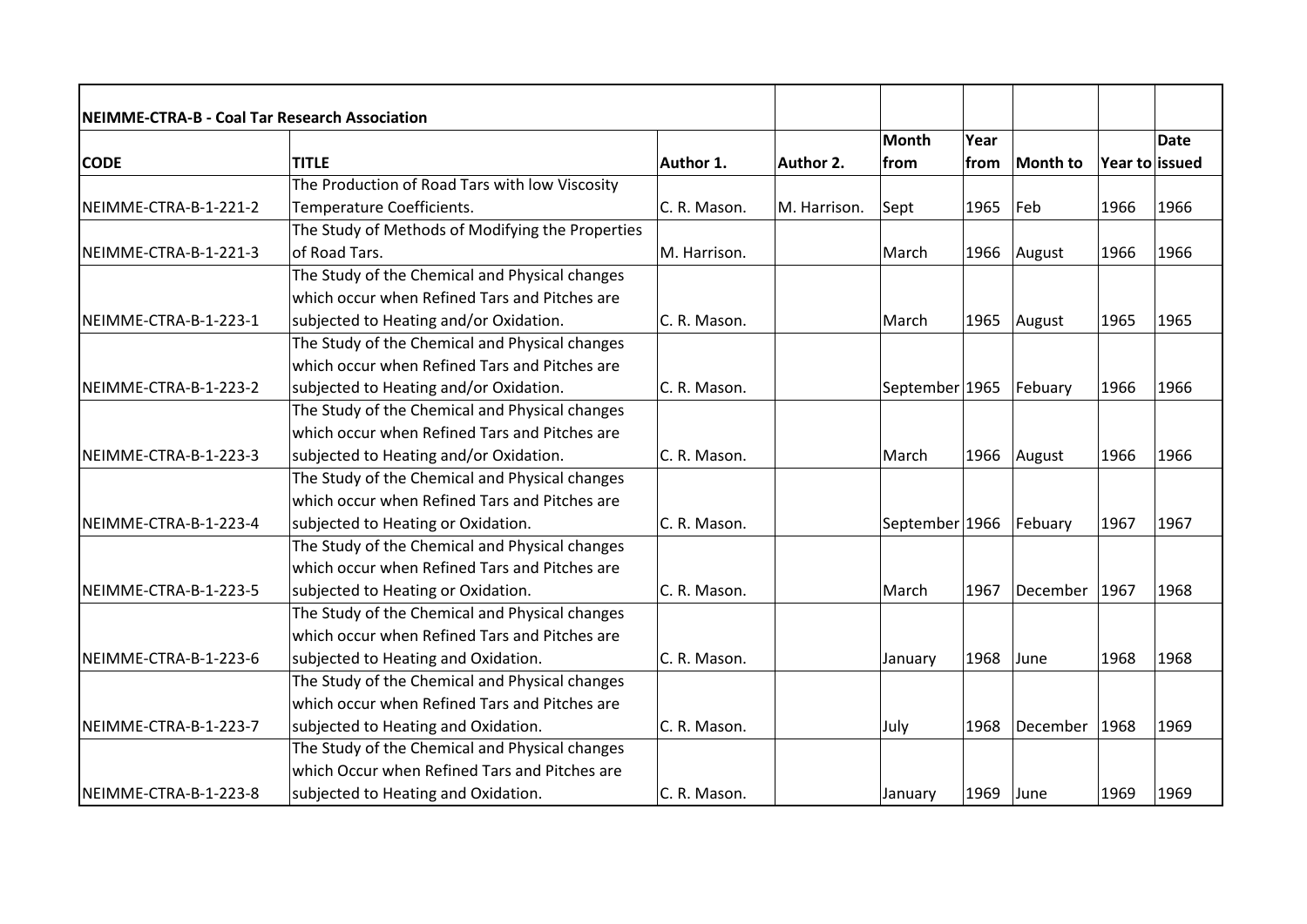**NEIMME-CTRA-B - Coal Tar Research Association**

| CODE | TITLE | Author 1. | Author 2. | Month from | Year from | Month to | Year to | Date issued |
|---|---|---|---|---|---|---|---|---|
| NEIMME-CTRA-B-1-221-2 | The Production of Road Tars with low Viscosity Temperature Coefficients. | C. R. Mason. | M. Harrison. | Sept | 1965 | Feb | 1966 | 1966 |
| NEIMME-CTRA-B-1-221-3 | The Study of Methods of Modifying the Properties of Road Tars. | M. Harrison. | | March | 1966 | August | 1966 | 1966 |
| NEIMME-CTRA-B-1-223-1 | The Study of the Chemical and Physical changes which occur when Refined Tars and Pitches are subjected to Heating and/or Oxidation. | C. R. Mason. | | March | 1965 | August | 1965 | 1965 |
| NEIMME-CTRA-B-1-223-2 | The Study of the Chemical and Physical changes which occur when Refined Tars and Pitches are subjected to Heating and/or Oxidation. | C. R. Mason. | | September | 1965 | Febuary | 1966 | 1966 |
| NEIMME-CTRA-B-1-223-3 | The Study of the Chemical and Physical changes which occur when Refined Tars and Pitches are subjected to Heating and/or Oxidation. | C. R. Mason. | | March | 1966 | August | 1966 | 1966 |
| NEIMME-CTRA-B-1-223-4 | The Study of the Chemical and Physical changes which occur when Refined Tars and Pitches are subjected to Heating or Oxidation. | C. R. Mason. | | September | 1966 | Febuary | 1967 | 1967 |
| NEIMME-CTRA-B-1-223-5 | The Study of the Chemical and Physical changes which occur when Refined Tars and Pitches are subjected to Heating or Oxidation. | C. R. Mason. | | March | 1967 | December | 1967 | 1968 |
| NEIMME-CTRA-B-1-223-6 | The Study of the Chemical and Physical changes which occur when Refined Tars and Pitches are subjected to Heating and Oxidation. | C. R. Mason. | | January | 1968 | June | 1968 | 1968 |
| NEIMME-CTRA-B-1-223-7 | The Study of the Chemical and Physical changes which occur when Refined Tars and Pitches are subjected to Heating and Oxidation. | C. R. Mason. | | July | 1968 | December | 1968 | 1969 |
| NEIMME-CTRA-B-1-223-8 | The Study of the Chemical and Physical changes which Occur when Refined Tars and Pitches are subjected to Heating and Oxidation. | C. R. Mason. | | January | 1969 | June | 1969 | 1969 |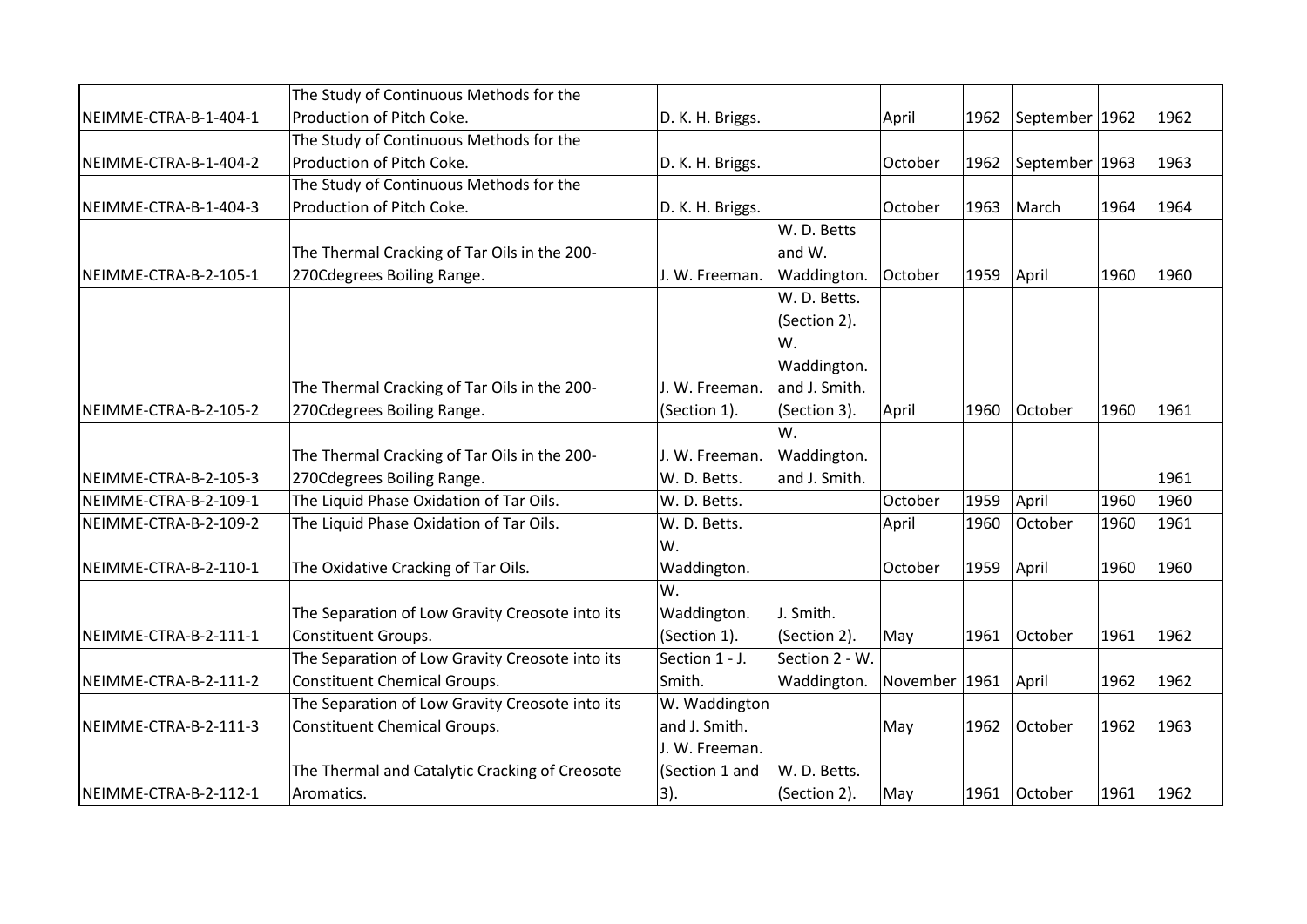| | | | | | | | | |
|---|---|---|---|---|---|---|---|---|
| NEIMME-CTRA-B-1-404-1 | The Study of Continuous Methods for the Production of Pitch Coke. | D. K. H. Briggs. | | April | 1962 | September | 1962 | 1962 |
| NEIMME-CTRA-B-1-404-2 | The Study of Continuous Methods for the Production of Pitch Coke. | D. K. H. Briggs. | | October | 1962 | September | 1963 | 1963 |
| NEIMME-CTRA-B-1-404-3 | The Study of Continuous Methods for the Production of Pitch Coke. | D. K. H. Briggs. | | October | 1963 | March | 1964 | 1964 |
| NEIMME-CTRA-B-2-105-1 | The Thermal Cracking of Tar Oils in the 200-270Cdegrees Boiling Range. | J. W. Freeman. | W. D. Betts and W. Waddington. | October | 1959 | April | 1960 | 1960 |
| NEIMME-CTRA-B-2-105-2 | The Thermal Cracking of Tar Oils in the 200-270Cdegrees Boiling Range. | J. W. Freeman. (Section 1). | W. D. Betts. (Section 2). W. Waddington. and J. Smith. (Section 3). | April | 1960 | October | 1960 | 1961 |
| NEIMME-CTRA-B-2-105-3 | The Thermal Cracking of Tar Oils in the 200-270Cdegrees Boiling Range. | J. W. Freeman. W. D. Betts. | W. Waddington. and J. Smith. | | | | | 1961 |
| NEIMME-CTRA-B-2-109-1 | The Liquid Phase Oxidation of Tar Oils. | W. D. Betts. | | October | 1959 | April | 1960 | 1960 |
| NEIMME-CTRA-B-2-109-2 | The Liquid Phase Oxidation of Tar Oils. | W. D. Betts. | | April | 1960 | October | 1960 | 1961 |
| NEIMME-CTRA-B-2-110-1 | The Oxidative Cracking of Tar Oils. | W. Waddington. | | October | 1959 | April | 1960 | 1960 |
| NEIMME-CTRA-B-2-111-1 | The Separation of Low Gravity Creosote into its Constituent Groups. | W. Waddington. (Section 1). | J. Smith. (Section 2). | May | 1961 | October | 1961 | 1962 |
| NEIMME-CTRA-B-2-111-2 | The Separation of Low Gravity Creosote into its Constituent Chemical Groups. | Section 1 - J. Smith. | Section 2 - W. Waddington. | November | 1961 | April | 1962 | 1962 |
| NEIMME-CTRA-B-2-111-3 | The Separation of Low Gravity Creosote into its Constituent Chemical Groups. | W. Waddington and J. Smith. | | May | 1962 | October | 1962 | 1963 |
| NEIMME-CTRA-B-2-112-1 | The Thermal and Catalytic Cracking of Creosote Aromatics. | J. W. Freeman. (Section 1 and 3). | W. D. Betts. (Section 2). | May | 1961 | October | 1961 | 1962 |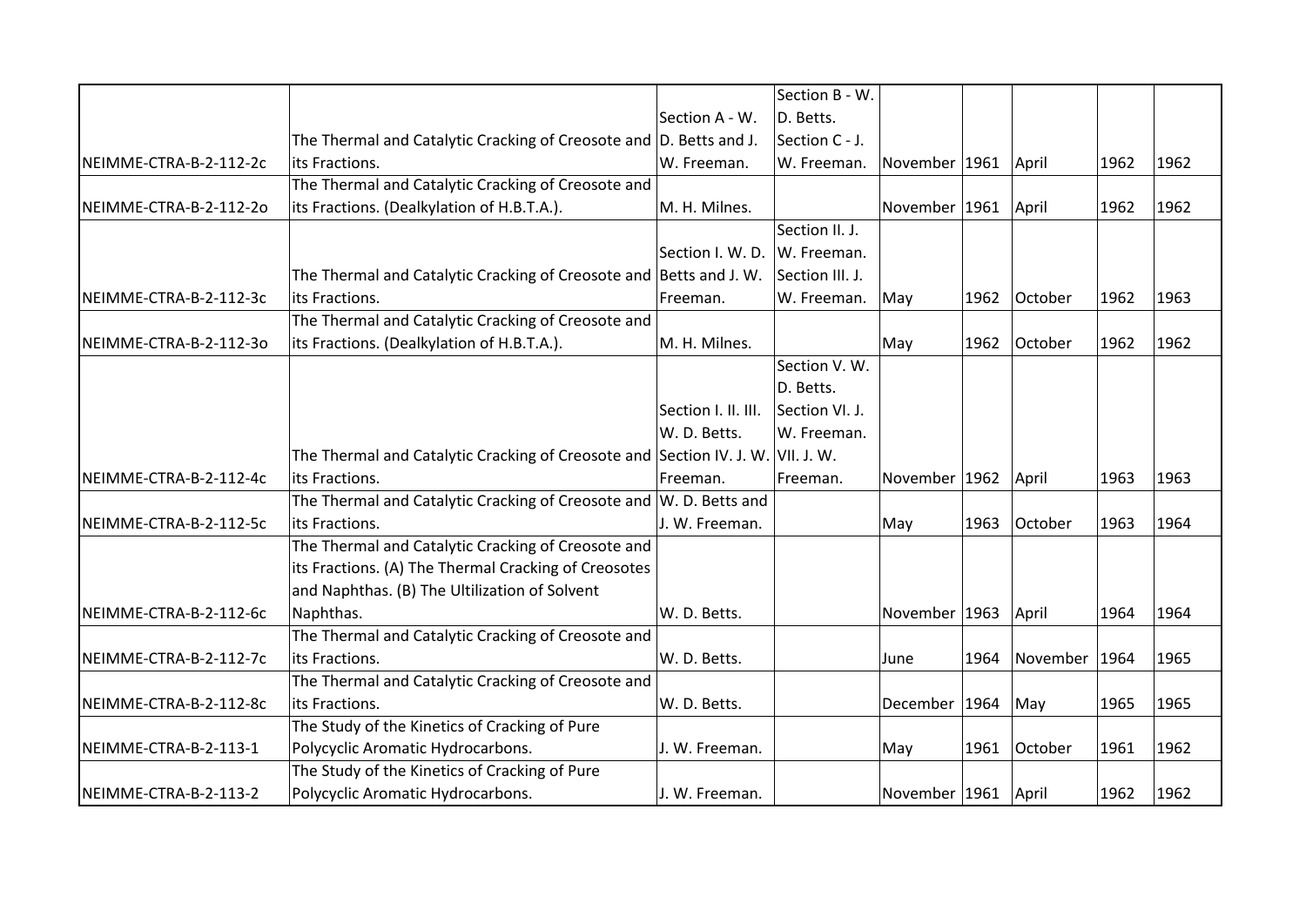| | | | | | | | | |
|---|---|---|---|---|---|---|---|---|
| NEIMME-CTRA-B-2-112-2c | The Thermal and Catalytic Cracking of Creosote and its Fractions. | Section A - W. D. Betts and J. W. Freeman. | Section B - W. D. Betts. Section C - J. W. Freeman. | November | 1961 | April | 1962 | 1962 |
| NEIMME-CTRA-B-2-112-2o | The Thermal and Catalytic Cracking of Creosote and its Fractions. (Dealkylation of H.B.T.A.). | M. H. Milnes. | | November | 1961 | April | 1962 | 1962 |
| NEIMME-CTRA-B-2-112-3c | The Thermal and Catalytic Cracking of Creosote and its Fractions. | Section I. W. D. Betts and J. W. Freeman. | Section II. J. W. Freeman. Section III. J. W. Freeman. | May | 1962 | October | 1962 | 1963 |
| NEIMME-CTRA-B-2-112-3o | The Thermal and Catalytic Cracking of Creosote and its Fractions. (Dealkylation of H.B.T.A.). | M. H. Milnes. | | May | 1962 | October | 1962 | 1962 |
| NEIMME-CTRA-B-2-112-4c | The Thermal and Catalytic Cracking of Creosote and its Fractions. | Section I. II. III. W. D. Betts. Section IV. J. W. Freeman. | Section V. W. D. Betts. Section VI. J. W. Freeman. VII. J. W. Freeman. | November | 1962 | April | 1963 | 1963 |
| NEIMME-CTRA-B-2-112-5c | The Thermal and Catalytic Cracking of Creosote and its Fractions. | W. D. Betts and J. W. Freeman. | | May | 1963 | October | 1963 | 1964 |
| NEIMME-CTRA-B-2-112-6c | The Thermal and Catalytic Cracking of Creosote and its Fractions. (A) The Thermal Cracking of Creosotes and Naphthas. (B) The Ultilization of Solvent Naphthas. | W. D. Betts. | | November | 1963 | April | 1964 | 1964 |
| NEIMME-CTRA-B-2-112-7c | The Thermal and Catalytic Cracking of Creosote and its Fractions. | W. D. Betts. | | June | 1964 | November | 1964 | 1965 |
| NEIMME-CTRA-B-2-112-8c | The Thermal and Catalytic Cracking of Creosote and its Fractions. | W. D. Betts. | | December | 1964 | May | 1965 | 1965 |
| NEIMME-CTRA-B-2-113-1 | The Study of the Kinetics of Cracking of Pure Polycyclic Aromatic Hydrocarbons. | J. W. Freeman. | | May | 1961 | October | 1961 | 1962 |
| NEIMME-CTRA-B-2-113-2 | The Study of the Kinetics of Cracking of Pure Polycyclic Aromatic Hydrocarbons. | J. W. Freeman. | | November | 1961 | April | 1962 | 1962 |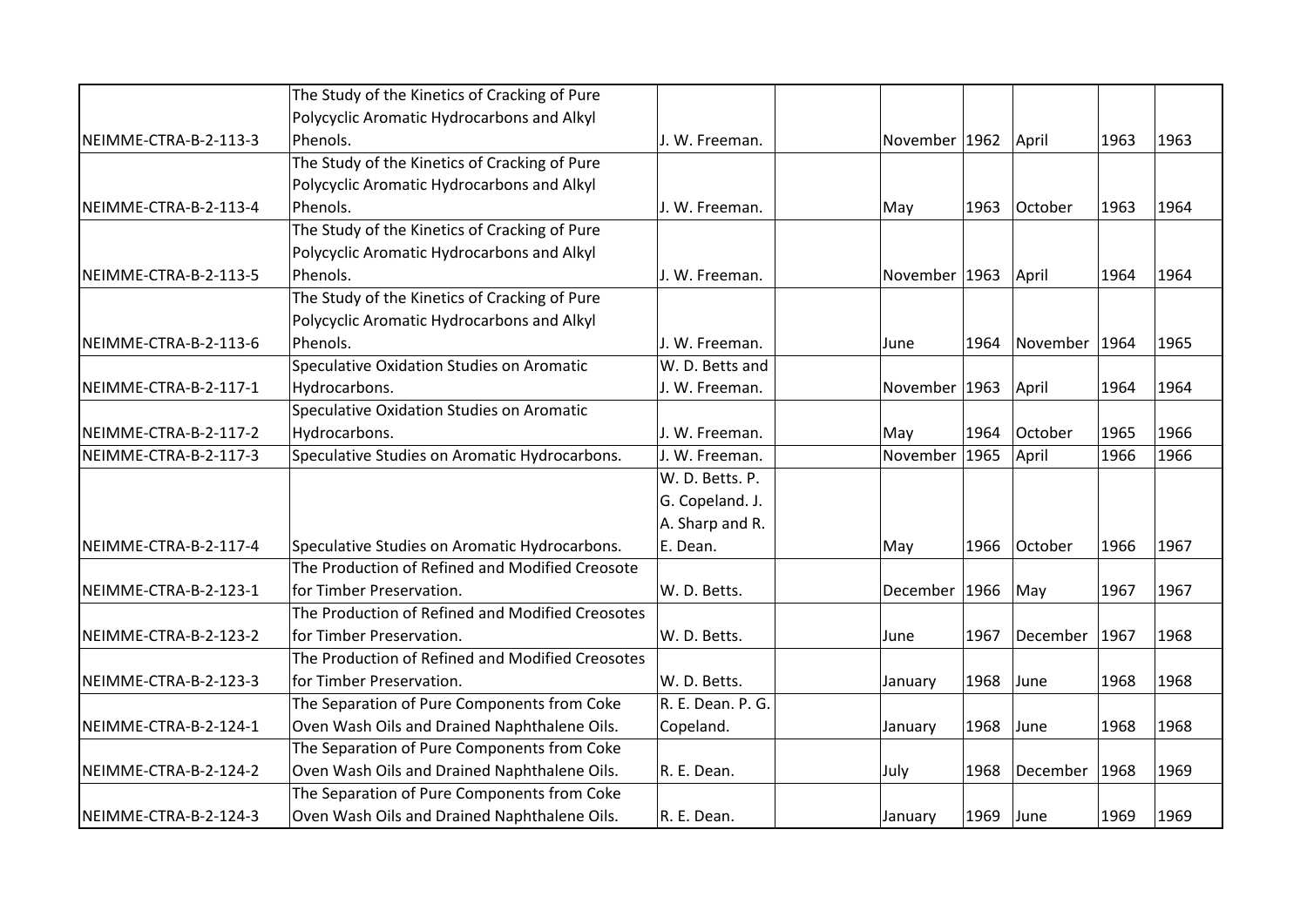| | | | | | | | | |
|---|---|---|---|---|---|---|---|---|
| NEIMME-CTRA-B-2-113-3 | The Study of the Kinetics of Cracking of Pure Polycyclic Aromatic Hydrocarbons and Alkyl Phenols. | J. W. Freeman. | | November | 1962 | April | 1963 | 1963 |
| NEIMME-CTRA-B-2-113-4 | The Study of the Kinetics of Cracking of Pure Polycyclic Aromatic Hydrocarbons and Alkyl Phenols. | J. W. Freeman. | | May | 1963 | October | 1963 | 1964 |
| NEIMME-CTRA-B-2-113-5 | The Study of the Kinetics of Cracking of Pure Polycyclic Aromatic Hydrocarbons and Alkyl Phenols. | J. W. Freeman. | | November | 1963 | April | 1964 | 1964 |
| NEIMME-CTRA-B-2-113-6 | The Study of the Kinetics of Cracking of Pure Polycyclic Aromatic Hydrocarbons and Alkyl Phenols. | J. W. Freeman. | | June | 1964 | November | 1964 | 1965 |
| NEIMME-CTRA-B-2-117-1 | Speculative Oxidation Studies on Aromatic Hydrocarbons. | W. D. Betts and J. W. Freeman. | | November | 1963 | April | 1964 | 1964 |
| NEIMME-CTRA-B-2-117-2 | Speculative Oxidation Studies on Aromatic Hydrocarbons. | J. W. Freeman. | | May | 1964 | October | 1965 | 1966 |
| NEIMME-CTRA-B-2-117-3 | Speculative Studies on Aromatic Hydrocarbons. | J. W. Freeman. | | November | 1965 | April | 1966 | 1966 |
| NEIMME-CTRA-B-2-117-4 | Speculative Studies on Aromatic Hydrocarbons. | W. D. Betts. P. G. Copeland. J. A. Sharp and R. E. Dean. | | May | 1966 | October | 1966 | 1967 |
| NEIMME-CTRA-B-2-123-1 | The Production of Refined and Modified Creosote for Timber Preservation. | W. D. Betts. | | December | 1966 | May | 1967 | 1967 |
| NEIMME-CTRA-B-2-123-2 | The Production of Refined and Modified Creosotes for Timber Preservation. | W. D. Betts. | | June | 1967 | December | 1967 | 1968 |
| NEIMME-CTRA-B-2-123-3 | The Production of Refined and Modified Creosotes for Timber Preservation. | W. D. Betts. | | January | 1968 | June | 1968 | 1968 |
| NEIMME-CTRA-B-2-124-1 | The Separation of Pure Components from Coke Oven Wash Oils and Drained Naphthalene Oils. | R. E. Dean. P. G. Copeland. | | January | 1968 | June | 1968 | 1968 |
| NEIMME-CTRA-B-2-124-2 | The Separation of Pure Components from Coke Oven Wash Oils and Drained Naphthalene Oils. | R. E. Dean. | | July | 1968 | December | 1968 | 1969 |
| NEIMME-CTRA-B-2-124-3 | The Separation of Pure Components from Coke Oven Wash Oils and Drained Naphthalene Oils. | R. E. Dean. | | January | 1969 | June | 1969 | 1969 |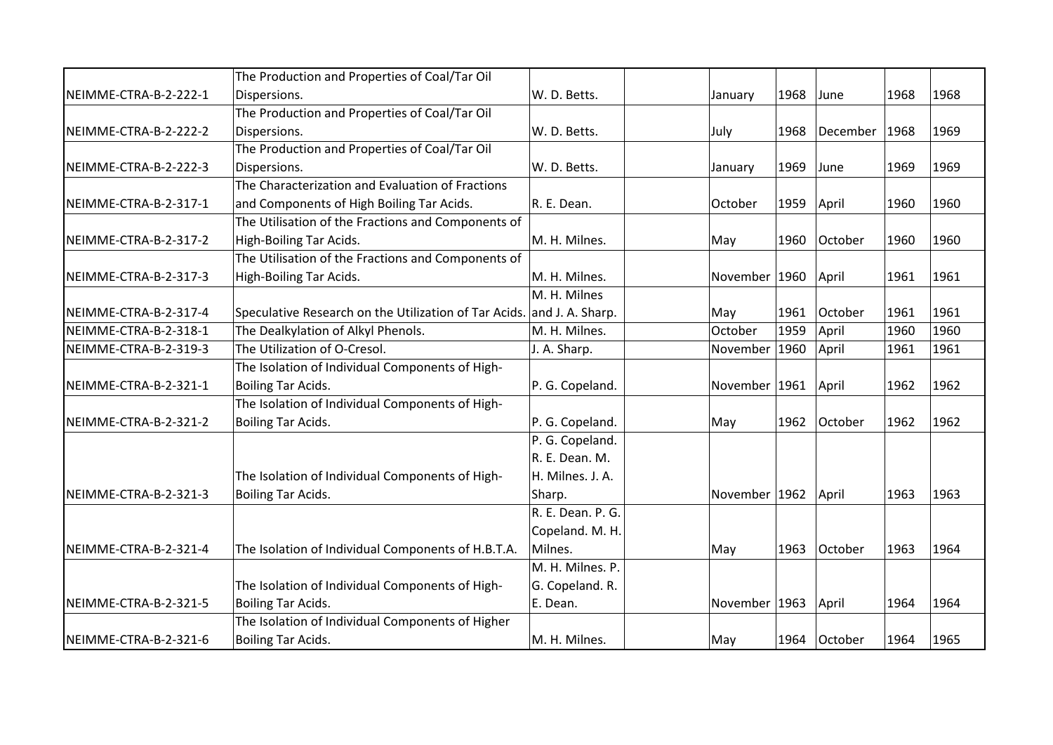| | | | | | | | | |
|---|---|---|---|---|---|---|---|---|
| NEIMME-CTRA-B-2-222-1 | The Production and Properties of Coal/Tar Oil Dispersions. | W. D. Betts. | | January | 1968 | June | 1968 | 1968 |
| NEIMME-CTRA-B-2-222-2 | The Production and Properties of Coal/Tar Oil Dispersions. | W. D. Betts. | | July | 1968 | December | 1968 | 1969 |
| NEIMME-CTRA-B-2-222-3 | The Production and Properties of Coal/Tar Oil Dispersions. | W. D. Betts. | | January | 1969 | June | 1969 | 1969 |
| NEIMME-CTRA-B-2-317-1 | The Characterization and Evaluation of Fractions and Components of High Boiling Tar Acids. | R. E. Dean. | | October | 1959 | April | 1960 | 1960 |
| NEIMME-CTRA-B-2-317-2 | The Utilisation of the Fractions and Components of High-Boiling Tar Acids. | M. H. Milnes. | | May | 1960 | October | 1960 | 1960 |
| NEIMME-CTRA-B-2-317-3 | The Utilisation of the Fractions and Components of High-Boiling Tar Acids. | M. H. Milnes. | | November | 1960 | April | 1961 | 1961 |
| NEIMME-CTRA-B-2-317-4 | Speculative Research on the Utilization of Tar Acids. | M. H. Milnes and J. A. Sharp. | | May | 1961 | October | 1961 | 1961 |
| NEIMME-CTRA-B-2-318-1 | The Dealkylation of Alkyl Phenols. | M. H. Milnes. | | October | 1959 | April | 1960 | 1960 |
| NEIMME-CTRA-B-2-319-3 | The Utilization of O-Cresol. | J. A. Sharp. | | November | 1960 | April | 1961 | 1961 |
| NEIMME-CTRA-B-2-321-1 | The Isolation of Individual Components of High-Boiling Tar Acids. | P. G. Copeland. | | November | 1961 | April | 1962 | 1962 |
| NEIMME-CTRA-B-2-321-2 | The Isolation of Individual Components of High-Boiling Tar Acids. | P. G. Copeland. | | May | 1962 | October | 1962 | 1962 |
| NEIMME-CTRA-B-2-321-3 | The Isolation of Individual Components of High-Boiling Tar Acids. | P. G. Copeland. R. E. Dean. M. H. Milnes. J. A. Sharp. | | November | 1962 | April | 1963 | 1963 |
| NEIMME-CTRA-B-2-321-4 | The Isolation of Individual Components of H.B.T.A. | R. E. Dean. P. G. Copeland. M. H. Milnes. | | May | 1963 | October | 1963 | 1964 |
| NEIMME-CTRA-B-2-321-5 | The Isolation of Individual Components of High-Boiling Tar Acids. | M. H. Milnes. P. G. Copeland. R. E. Dean. | | November | 1963 | April | 1964 | 1964 |
| NEIMME-CTRA-B-2-321-6 | The Isolation of Individual Components of Higher Boiling Tar Acids. | M. H. Milnes. | | May | 1964 | October | 1964 | 1965 |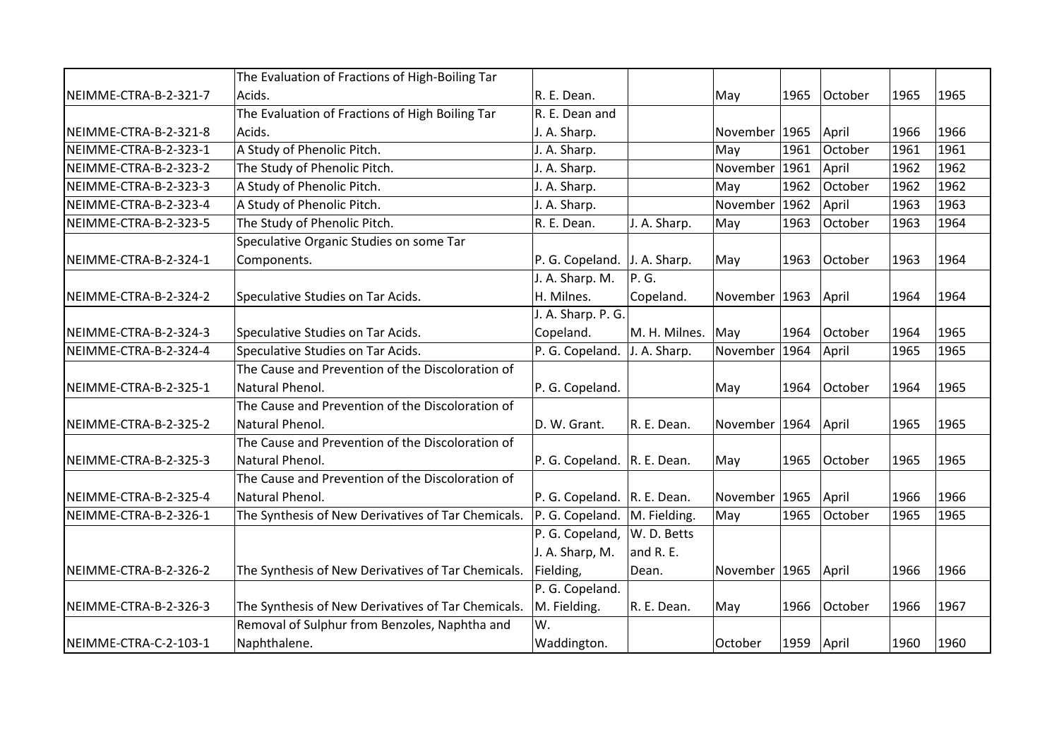| | | | | | | | | |
|---|---|---|---|---|---|---|---|---|
| NEIMME-CTRA-B-2-321-7 | The Evaluation of Fractions of High-Boiling Tar Acids. | R. E. Dean. | | May | 1965 | October | 1965 | 1965 |
| NEIMME-CTRA-B-2-321-8 | The Evaluation of Fractions of High Boiling Tar Acids. | R. E. Dean and J. A. Sharp. | | November | 1965 | April | 1966 | 1966 |
| NEIMME-CTRA-B-2-323-1 | A Study of Phenolic Pitch. | J. A. Sharp. | | May | 1961 | October | 1961 | 1961 |
| NEIMME-CTRA-B-2-323-2 | The Study of Phenolic Pitch. | J. A. Sharp. | | November | 1961 | April | 1962 | 1962 |
| NEIMME-CTRA-B-2-323-3 | A Study of Phenolic Pitch. | J. A. Sharp. | | May | 1962 | October | 1962 | 1962 |
| NEIMME-CTRA-B-2-323-4 | A Study of Phenolic Pitch. | J. A. Sharp. | | November | 1962 | April | 1963 | 1963 |
| NEIMME-CTRA-B-2-323-5 | The Study of Phenolic Pitch. | R. E. Dean. | J. A. Sharp. | May | 1963 | October | 1963 | 1964 |
| NEIMME-CTRA-B-2-324-1 | Speculative Organic Studies on some Tar Components. | P. G. Copeland. | J. A. Sharp. | May | 1963 | October | 1963 | 1964 |
| NEIMME-CTRA-B-2-324-2 | Speculative Studies on Tar Acids. | J. A. Sharp. M. H. Milnes. | P. G. Copeland. | November | 1963 | April | 1964 | 1964 |
| NEIMME-CTRA-B-2-324-3 | Speculative Studies on Tar Acids. | J. A. Sharp. P. G. Copeland. | M. H. Milnes. | May | 1964 | October | 1964 | 1965 |
| NEIMME-CTRA-B-2-324-4 | Speculative Studies on Tar Acids. | P. G. Copeland. | J. A. Sharp. | November | 1964 | April | 1965 | 1965 |
| NEIMME-CTRA-B-2-325-1 | The Cause and Prevention of the Discoloration of Natural Phenol. | P. G. Copeland. | | May | 1964 | October | 1964 | 1965 |
| NEIMME-CTRA-B-2-325-2 | The Cause and Prevention of the Discoloration of Natural Phenol. | D. W. Grant. | R. E. Dean. | November | 1964 | April | 1965 | 1965 |
| NEIMME-CTRA-B-2-325-3 | The Cause and Prevention of the Discoloration of Natural Phenol. | P. G. Copeland. | R. E. Dean. | May | 1965 | October | 1965 | 1965 |
| NEIMME-CTRA-B-2-325-4 | The Cause and Prevention of the Discoloration of Natural Phenol. | P. G. Copeland. | R. E. Dean. | November | 1965 | April | 1966 | 1966 |
| NEIMME-CTRA-B-2-326-1 | The Synthesis of New Derivatives of Tar Chemicals. | P. G. Copeland. | M. Fielding. | May | 1965 | October | 1965 | 1965 |
| NEIMME-CTRA-B-2-326-2 | The Synthesis of New Derivatives of Tar Chemicals. | P. G. Copeland, J. A. Sharp, M. Fielding, | W. D. Betts and R. E. Dean. | November | 1965 | April | 1966 | 1966 |
| NEIMME-CTRA-B-2-326-3 | The Synthesis of New Derivatives of Tar Chemicals. | P. G. Copeland. M. Fielding. | R. E. Dean. | May | 1966 | October | 1966 | 1967 |
| NEIMME-CTRA-C-2-103-1 | Removal of Sulphur from Benzoles, Naphtha and Naphthalene. | W. Waddington. | | October | 1959 | April | 1960 | 1960 |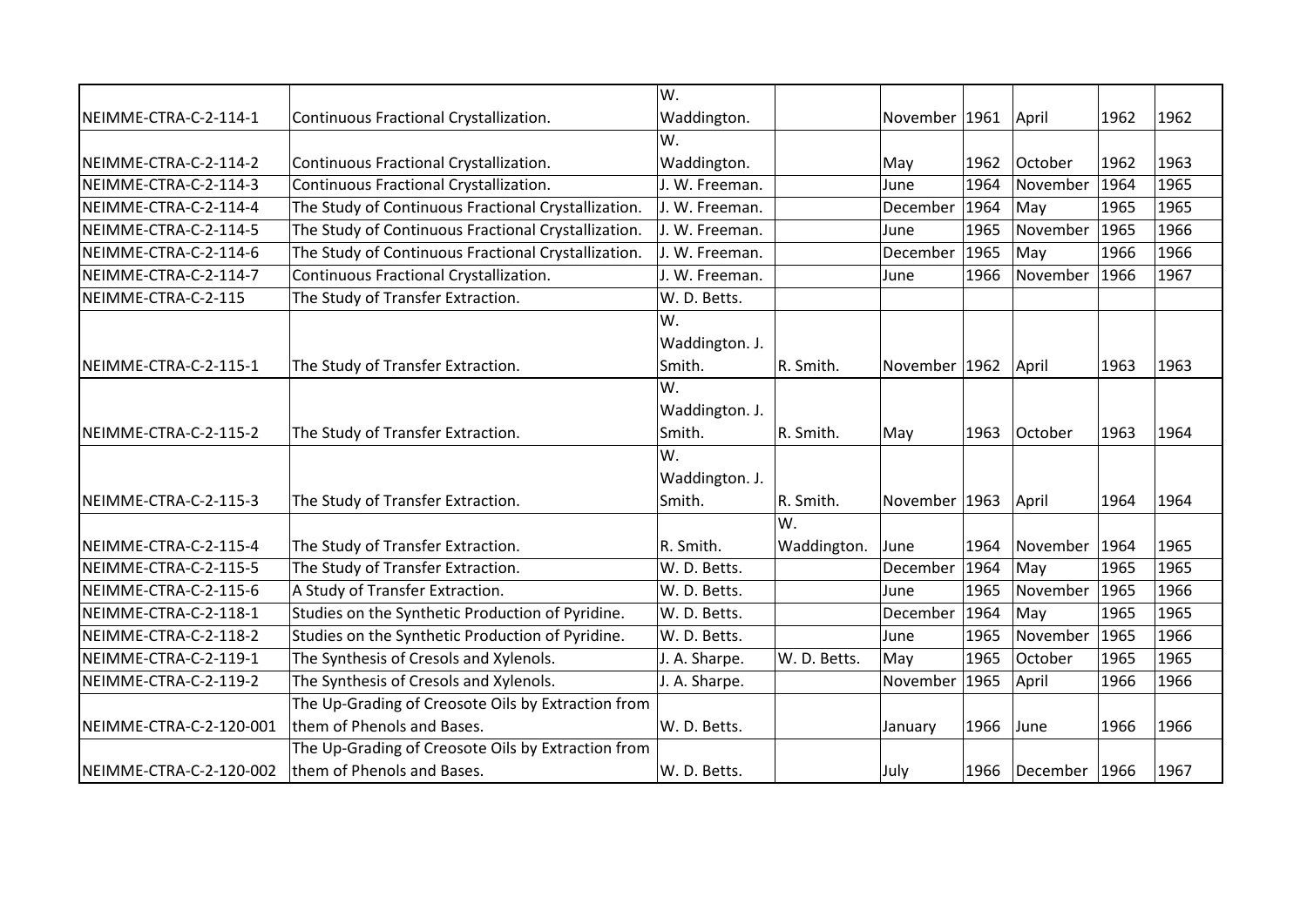| | | | | | | | | |
|---|---|---|---|---|---|---|---|---|
| NEIMME-CTRA-C-2-114-1 | Continuous Fractional Crystallization. | W. Waddington. | | November | 1961 | April | 1962 | 1962 |
| NEIMME-CTRA-C-2-114-2 | Continuous Fractional Crystallization. | W. Waddington. | | May | 1962 | October | 1962 | 1963 |
| NEIMME-CTRA-C-2-114-3 | Continuous Fractional Crystallization. | J. W. Freeman. | | June | 1964 | November | 1964 | 1965 |
| NEIMME-CTRA-C-2-114-4 | The Study of Continuous Fractional Crystallization. | J. W. Freeman. | | December | 1964 | May | 1965 | 1965 |
| NEIMME-CTRA-C-2-114-5 | The Study of Continuous Fractional Crystallization. | J. W. Freeman. | | June | 1965 | November | 1965 | 1966 |
| NEIMME-CTRA-C-2-114-6 | The Study of Continuous Fractional Crystallization. | J. W. Freeman. | | December | 1965 | May | 1966 | 1966 |
| NEIMME-CTRA-C-2-114-7 | Continuous Fractional Crystallization. | J. W. Freeman. | | June | 1966 | November | 1966 | 1967 |
| NEIMME-CTRA-C-2-115 | The Study of Transfer Extraction. | W. D. Betts. | | | | | | |
| NEIMME-CTRA-C-2-115-1 | The Study of Transfer Extraction. | W. Waddington. J. Smith. | R. Smith. | November | 1962 | April | 1963 | 1963 |
| NEIMME-CTRA-C-2-115-2 | The Study of Transfer Extraction. | W. Waddington. J. Smith. | R. Smith. | May | 1963 | October | 1963 | 1964 |
| NEIMME-CTRA-C-2-115-3 | The Study of Transfer Extraction. | W. Waddington. J. Smith. | R. Smith. | November | 1963 | April | 1964 | 1964 |
| NEIMME-CTRA-C-2-115-4 | The Study of Transfer Extraction. | R. Smith. | W. Waddington. | June | 1964 | November | 1964 | 1965 |
| NEIMME-CTRA-C-2-115-5 | The Study of Transfer Extraction. | W. D. Betts. | | December | 1964 | May | 1965 | 1965 |
| NEIMME-CTRA-C-2-115-6 | A Study of Transfer Extraction. | W. D. Betts. | | June | 1965 | November | 1965 | 1966 |
| NEIMME-CTRA-C-2-118-1 | Studies on the Synthetic Production of Pyridine. | W. D. Betts. | | December | 1964 | May | 1965 | 1965 |
| NEIMME-CTRA-C-2-118-2 | Studies on the Synthetic Production of Pyridine. | W. D. Betts. | | June | 1965 | November | 1965 | 1966 |
| NEIMME-CTRA-C-2-119-1 | The Synthesis of Cresols and Xylenols. | J. A. Sharpe. | W. D. Betts. | May | 1965 | October | 1965 | 1965 |
| NEIMME-CTRA-C-2-119-2 | The Synthesis of Cresols and Xylenols. | J. A. Sharpe. | | November | 1965 | April | 1966 | 1966 |
| NEIMME-CTRA-C-2-120-001 | The Up-Grading of Creosote Oils by Extraction from them of Phenols and Bases. | W. D. Betts. | | January | 1966 | June | 1966 | 1966 |
| NEIMME-CTRA-C-2-120-002 | The Up-Grading of Creosote Oils by Extraction from them of Phenols and Bases. | W. D. Betts. | | July | 1966 | December | 1966 | 1967 |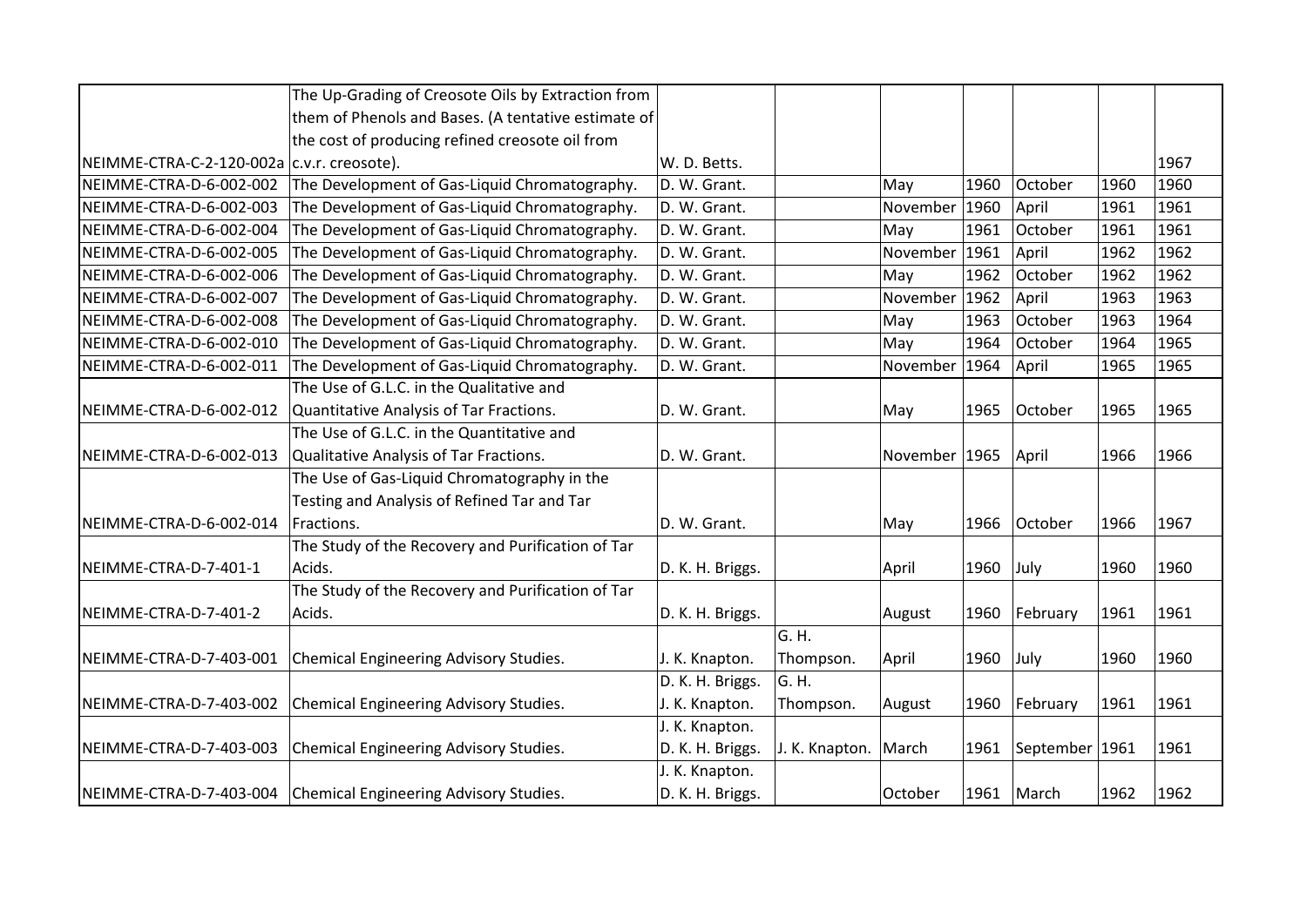| | | | | | | | | |
|---|---|---|---|---|---|---|---|---|
| NEIMME-CTRA-C-2-120-002a | The Up-Grading of Creosote Oils by Extraction from them of Phenols and Bases. (A tentative estimate of the cost of producing refined creosote oil from c.v.r. creosote). | W. D. Betts. | | | | | | 1967 |
| NEIMME-CTRA-D-6-002-002 | The Development of Gas-Liquid Chromatography. | D. W. Grant. | | May | 1960 | October | 1960 | 1960 |
| NEIMME-CTRA-D-6-002-003 | The Development of Gas-Liquid Chromatography. | D. W. Grant. | | November | 1960 | April | 1961 | 1961 |
| NEIMME-CTRA-D-6-002-004 | The Development of Gas-Liquid Chromatography. | D. W. Grant. | | May | 1961 | October | 1961 | 1961 |
| NEIMME-CTRA-D-6-002-005 | The Development of Gas-Liquid Chromatography. | D. W. Grant. | | November | 1961 | April | 1962 | 1962 |
| NEIMME-CTRA-D-6-002-006 | The Development of Gas-Liquid Chromatography. | D. W. Grant. | | May | 1962 | October | 1962 | 1962 |
| NEIMME-CTRA-D-6-002-007 | The Development of Gas-Liquid Chromatography. | D. W. Grant. | | November | 1962 | April | 1963 | 1963 |
| NEIMME-CTRA-D-6-002-008 | The Development of Gas-Liquid Chromatography. | D. W. Grant. | | May | 1963 | October | 1963 | 1964 |
| NEIMME-CTRA-D-6-002-010 | The Development of Gas-Liquid Chromatography. | D. W. Grant. | | May | 1964 | October | 1964 | 1965 |
| NEIMME-CTRA-D-6-002-011 | The Development of Gas-Liquid Chromatography. | D. W. Grant. | | November | 1964 | April | 1965 | 1965 |
| NEIMME-CTRA-D-6-002-012 | The Use of G.L.C. in the Qualitative and Quantitative Analysis of Tar Fractions. | D. W. Grant. | | May | 1965 | October | 1965 | 1965 |
| NEIMME-CTRA-D-6-002-013 | The Use of G.L.C. in the Quantitative and Qualitative Analysis of Tar Fractions. | D. W. Grant. | | November | 1965 | April | 1966 | 1966 |
| NEIMME-CTRA-D-6-002-014 | The Use of Gas-Liquid Chromatography in the Testing and Analysis of Refined Tar and Tar Fractions. | D. W. Grant. | | May | 1966 | October | 1966 | 1967 |
| NEIMME-CTRA-D-7-401-1 | The Study of the Recovery and Purification of Tar Acids. | D. K. H. Briggs. | | April | 1960 | July | 1960 | 1960 |
| NEIMME-CTRA-D-7-401-2 | The Study of the Recovery and Purification of Tar Acids. | D. K. H. Briggs. | | August | 1960 | February | 1961 | 1961 |
| NEIMME-CTRA-D-7-403-001 | Chemical Engineering Advisory Studies. | J. K. Knapton. | G. H. Thompson. | April | 1960 | July | 1960 | 1960 |
| NEIMME-CTRA-D-7-403-002 | Chemical Engineering Advisory Studies. | D. K. H. Briggs. J. K. Knapton. | G. H. Thompson. | August | 1960 | February | 1961 | 1961 |
| NEIMME-CTRA-D-7-403-003 | Chemical Engineering Advisory Studies. | J. K. Knapton. D. K. H. Briggs. | J. K. Knapton. | March | 1961 | September | 1961 | 1961 |
| NEIMME-CTRA-D-7-403-004 | Chemical Engineering Advisory Studies. | J. K. Knapton. D. K. H. Briggs. | | October | 1961 | March | 1962 | 1962 |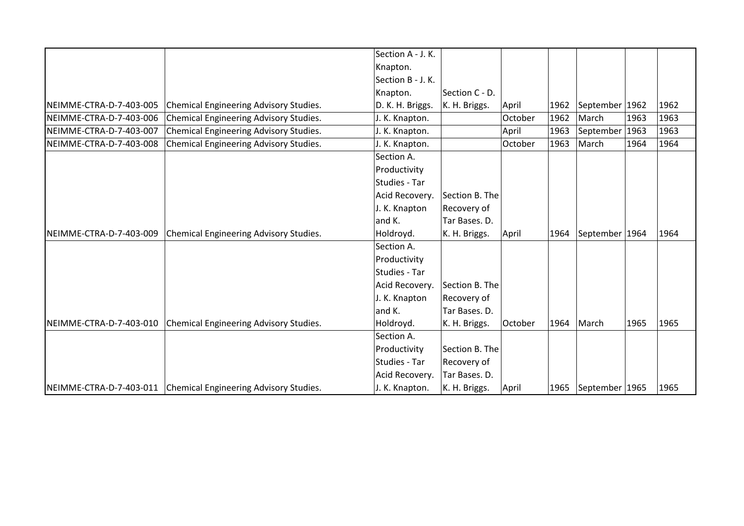| | | | | | | | | |
|---|---|---|---|---|---|---|---|---|
| NEIMME-CTRA-D-7-403-005 | Chemical Engineering Advisory Studies. | Section A - J. K. Knapton. Section B - J. K. Knapton. D. K. H. Briggs. | Section C - D. K. H. Briggs. | April | 1962 | September | 1962 | 1962 |
| NEIMME-CTRA-D-7-403-006 | Chemical Engineering Advisory Studies. | J. K. Knapton. | | October | 1962 | March | 1963 | 1963 |
| NEIMME-CTRA-D-7-403-007 | Chemical Engineering Advisory Studies. | J. K. Knapton. | | April | 1963 | September | 1963 | 1963 |
| NEIMME-CTRA-D-7-403-008 | Chemical Engineering Advisory Studies. | J. K. Knapton. | | October | 1963 | March | 1964 | 1964 |
| NEIMME-CTRA-D-7-403-009 | Chemical Engineering Advisory Studies. | Section A. Productivity Studies - Tar Acid Recovery. J. K. Knapton and K. Holdroyd. | Section B. The Recovery of Tar Bases. D. K. H. Briggs. | April | 1964 | September | 1964 | 1964 |
| NEIMME-CTRA-D-7-403-010 | Chemical Engineering Advisory Studies. | Section A. Productivity Studies - Tar Acid Recovery. J. K. Knapton and K. Holdroyd. | Section B. The Recovery of Tar Bases. D. K. H. Briggs. | October | 1964 | March | 1965 | 1965 |
| NEIMME-CTRA-D-7-403-011 | Chemical Engineering Advisory Studies. | Section A. Productivity Studies - Tar Acid Recovery. J. K. Knapton. | Section B. The Recovery of Tar Bases. D. K. H. Briggs. | April | 1965 | September | 1965 | 1965 |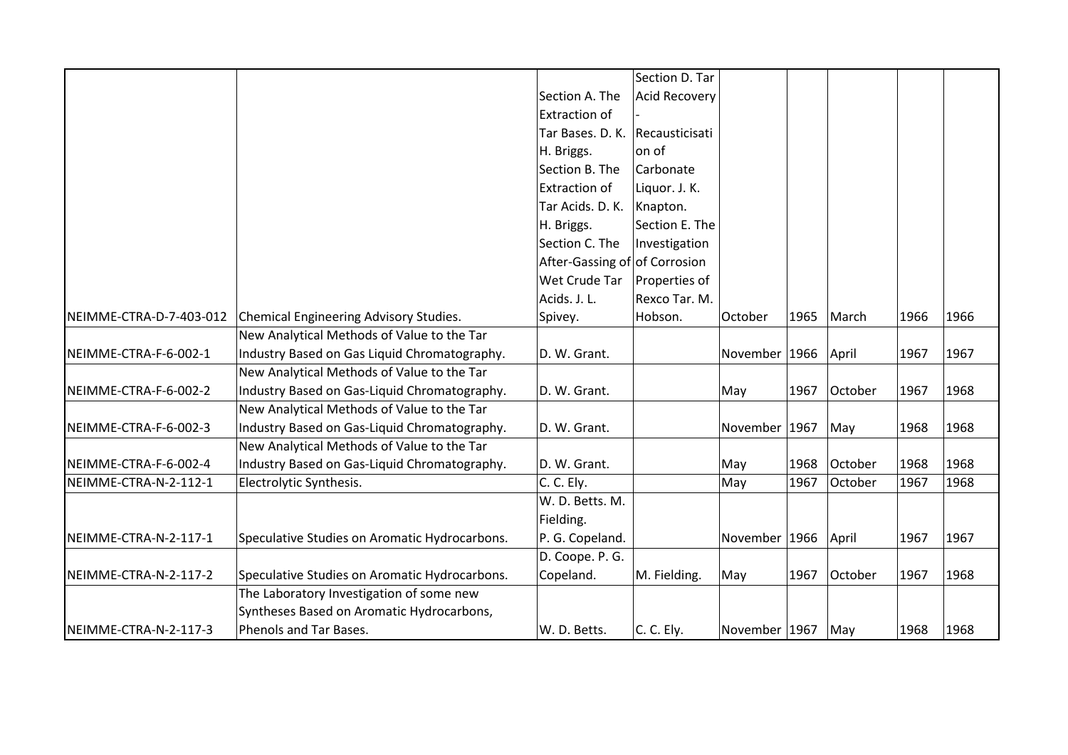| | | | | | | | | |
|---|---|---|---|---|---|---|---|---|
| NEIMME-CTRA-D-7-403-012 | Chemical Engineering Advisory Studies. | Section A. The Extraction of Tar Bases. D. K. H. Briggs. Section B. The Extraction of Tar Acids. D. K. H. Briggs. Section C. The After-Gassing of Wet Crude Tar Acids. J. L. Spivey. | Section D. Tar Acid Recovery - Recausticisation of Carbonate Liquor. J. K. Knapton. Section E. The Investigation of Corrosion Properties of Rexco Tar. M. Hobson. | October | 1965 | March | 1966 | 1966 |
| NEIMME-CTRA-F-6-002-1 | New Analytical Methods of Value to the Tar Industry Based on Gas Liquid Chromatography. | D. W. Grant. | | November | 1966 | April | 1967 | 1967 |
| NEIMME-CTRA-F-6-002-2 | New Analytical Methods of Value to the Tar Industry Based on Gas-Liquid Chromatography. | D. W. Grant. | | May | 1967 | October | 1967 | 1968 |
| NEIMME-CTRA-F-6-002-3 | New Analytical Methods of Value to the Tar Industry Based on Gas-Liquid Chromatography. | D. W. Grant. | | November | 1967 | May | 1968 | 1968 |
| NEIMME-CTRA-F-6-002-4 | New Analytical Methods of Value to the Tar Industry Based on Gas-Liquid Chromatography. | D. W. Grant. | | May | 1968 | October | 1968 | 1968 |
| NEIMME-CTRA-N-2-112-1 | Electrolytic Synthesis. | C. C. Ely. | | May | 1967 | October | 1967 | 1968 |
| NEIMME-CTRA-N-2-117-1 | Speculative Studies on Aromatic Hydrocarbons. | W. D. Betts. M. Fielding. P. G. Copeland. | | November | 1966 | April | 1967 | 1967 |
| NEIMME-CTRA-N-2-117-2 | Speculative Studies on Aromatic Hydrocarbons. | D. Coope. P. G. Copeland. | M. Fielding. | May | 1967 | October | 1967 | 1968 |
| NEIMME-CTRA-N-2-117-3 | The Laboratory Investigation of some new Syntheses Based on Aromatic Hydrocarbons, Phenols and Tar Bases. | W. D. Betts. | C. C. Ely. | November | 1967 | May | 1968 | 1968 |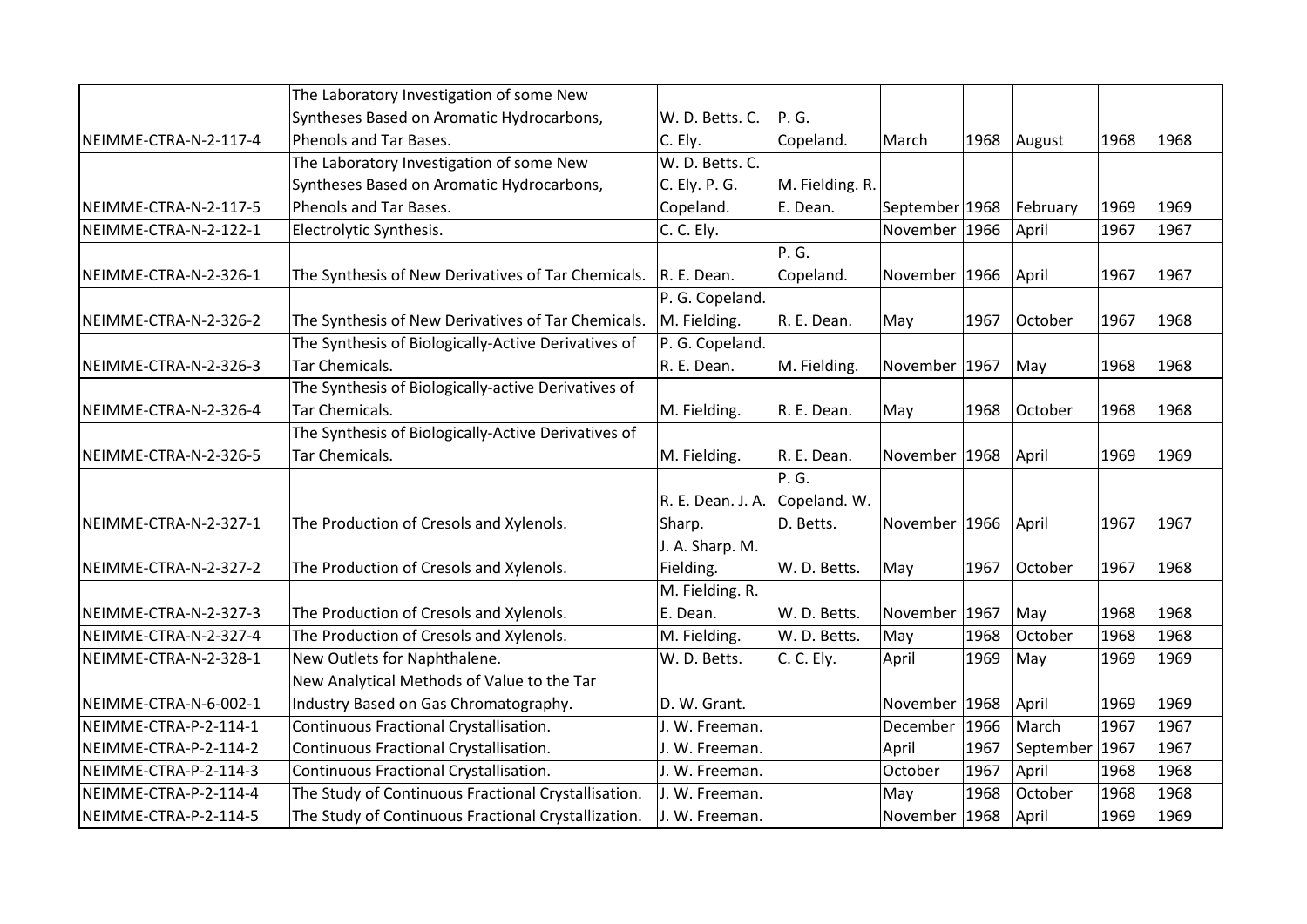| | | | | | | | | |
|---|---|---|---|---|---|---|---|---|
| NEIMME-CTRA-N-2-117-4 | The Laboratory Investigation of some New Syntheses Based on Aromatic Hydrocarbons, Phenols and Tar Bases. | W. D. Betts. C. C. Ely. | P. G. Copeland. | March | 1968 | August | 1968 | 1968 |
| NEIMME-CTRA-N-2-117-5 | The Laboratory Investigation of some New Syntheses Based on Aromatic Hydrocarbons, Phenols and Tar Bases. | W. D. Betts. C. C. Ely. P. G. Copeland. | M. Fielding. R. E. Dean. | September | 1968 | February | 1969 | 1969 |
| NEIMME-CTRA-N-2-122-1 | Electrolytic Synthesis. | C. C. Ely. | | November | 1966 | April | 1967 | 1967 |
| NEIMME-CTRA-N-2-326-1 | The Synthesis of New Derivatives of Tar Chemicals. | R. E. Dean. | P. G. Copeland. | November | 1966 | April | 1967 | 1967 |
| NEIMME-CTRA-N-2-326-2 | The Synthesis of New Derivatives of Tar Chemicals. | P. G. Copeland. M. Fielding. | R. E. Dean. | May | 1967 | October | 1967 | 1968 |
| NEIMME-CTRA-N-2-326-3 | The Synthesis of Biologically-Active Derivatives of Tar Chemicals. | P. G. Copeland. R. E. Dean. | M. Fielding. | November | 1967 | May | 1968 | 1968 |
| NEIMME-CTRA-N-2-326-4 | The Synthesis of Biologically-active Derivatives of Tar Chemicals. | M. Fielding. | R. E. Dean. | May | 1968 | October | 1968 | 1968 |
| NEIMME-CTRA-N-2-326-5 | The Synthesis of Biologically-Active Derivatives of Tar Chemicals. | M. Fielding. | R. E. Dean. | November | 1968 | April | 1969 | 1969 |
| NEIMME-CTRA-N-2-327-1 | The Production of Cresols and Xylenols. | R. E. Dean. J. A. Sharp. | P. G. Copeland. W. D. Betts. | November | 1966 | April | 1967 | 1967 |
| NEIMME-CTRA-N-2-327-2 | The Production of Cresols and Xylenols. | J. A. Sharp. M. Fielding. | W. D. Betts. | May | 1967 | October | 1967 | 1968 |
| NEIMME-CTRA-N-2-327-3 | The Production of Cresols and Xylenols. | M. Fielding. R. E. Dean. | W. D. Betts. | November | 1967 | May | 1968 | 1968 |
| NEIMME-CTRA-N-2-327-4 | The Production of Cresols and Xylenols. | M. Fielding. | W. D. Betts. | May | 1968 | October | 1968 | 1968 |
| NEIMME-CTRA-N-2-328-1 | New Outlets for Naphthalene. | W. D. Betts. | C. C. Ely. | April | 1969 | May | 1969 | 1969 |
| NEIMME-CTRA-N-6-002-1 | New Analytical Methods of Value to the Tar Industry Based on Gas Chromatography. | D. W. Grant. | | November | 1968 | April | 1969 | 1969 |
| NEIMME-CTRA-P-2-114-1 | Continuous Fractional Crystallisation. | J. W. Freeman. | | December | 1966 | March | 1967 | 1967 |
| NEIMME-CTRA-P-2-114-2 | Continuous Fractional Crystallisation. | J. W. Freeman. | | April | 1967 | September | 1967 | 1967 |
| NEIMME-CTRA-P-2-114-3 | Continuous Fractional Crystallisation. | J. W. Freeman. | | October | 1967 | April | 1968 | 1968 |
| NEIMME-CTRA-P-2-114-4 | The Study of Continuous Fractional Crystallisation. | J. W. Freeman. | | May | 1968 | October | 1968 | 1968 |
| NEIMME-CTRA-P-2-114-5 | The Study of Continuous Fractional Crystallization. | J. W. Freeman. | | November | 1968 | April | 1969 | 1969 |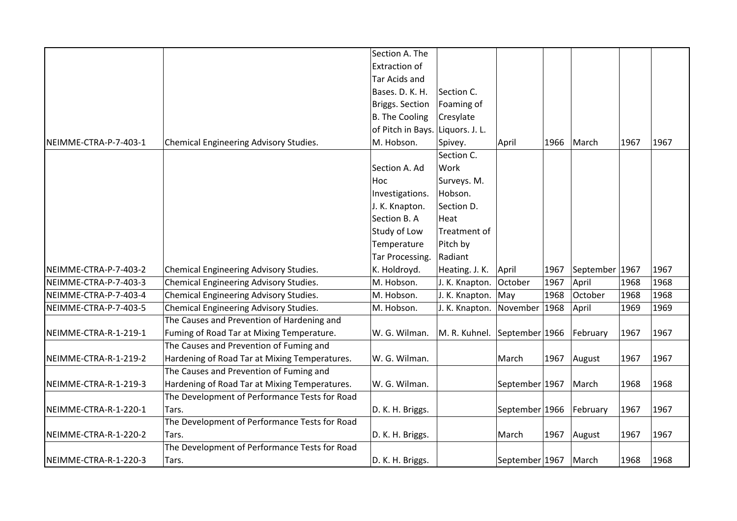| | | | | | | | | |
|---|---|---|---|---|---|---|---|---|
| NEIMME-CTRA-P-7-403-1 | Chemical Engineering Advisory Studies. | Section A. The Extraction of Tar Acids and Bases. D. K. H. Briggs. Section B. The Cooling of Pitch in Bays. M. Hobson. | Section C. Foaming of Cresylate Liquors. J. L. Spivey. | April | 1966 | March | 1967 | 1967 |
| NEIMME-CTRA-P-7-403-2 | Chemical Engineering Advisory Studies. | Section A. Ad Hoc Investigations. J. K. Knapton. Section B. A Study of Low Temperature Tar Processing. K. Holdroyd. | Section C. Work Surveys. M. Hobson. Section D. Heat Treatment of Pitch by Radiant Heating. J. K. | April | 1967 | September | 1967 | 1967 |
| NEIMME-CTRA-P-7-403-3 | Chemical Engineering Advisory Studies. | M. Hobson. | J. K. Knapton. | October | 1967 | April | 1968 | 1968 |
| NEIMME-CTRA-P-7-403-4 | Chemical Engineering Advisory Studies. | M. Hobson. | J. K. Knapton. | May | 1968 | October | 1968 | 1968 |
| NEIMME-CTRA-P-7-403-5 | Chemical Engineering Advisory Studies. | M. Hobson. | J. K. Knapton. | November | 1968 | April | 1969 | 1969 |
| NEIMME-CTRA-R-1-219-1 | The Causes and Prevention of Hardening and Fuming of Road Tar at Mixing Temperature. | W. G. Wilman. | M. R. Kuhnel. | September | 1966 | February | 1967 | 1967 |
| NEIMME-CTRA-R-1-219-2 | The Causes and Prevention of Fuming and Hardening of Road Tar at Mixing Temperatures. | W. G. Wilman. | | March | 1967 | August | 1967 | 1967 |
| NEIMME-CTRA-R-1-219-3 | The Causes and Prevention of Fuming and Hardening of Road Tar at Mixing Temperatures. | W. G. Wilman. | | September | 1967 | March | 1968 | 1968 |
| NEIMME-CTRA-R-1-220-1 | The Development of Performance Tests for Road Tars. | D. K. H. Briggs. | | September | 1966 | February | 1967 | 1967 |
| NEIMME-CTRA-R-1-220-2 | The Development of Performance Tests for Road Tars. | D. K. H. Briggs. | | March | 1967 | August | 1967 | 1967 |
| NEIMME-CTRA-R-1-220-3 | The Development of Performance Tests for Road Tars. | D. K. H. Briggs. | | September | 1967 | March | 1968 | 1968 |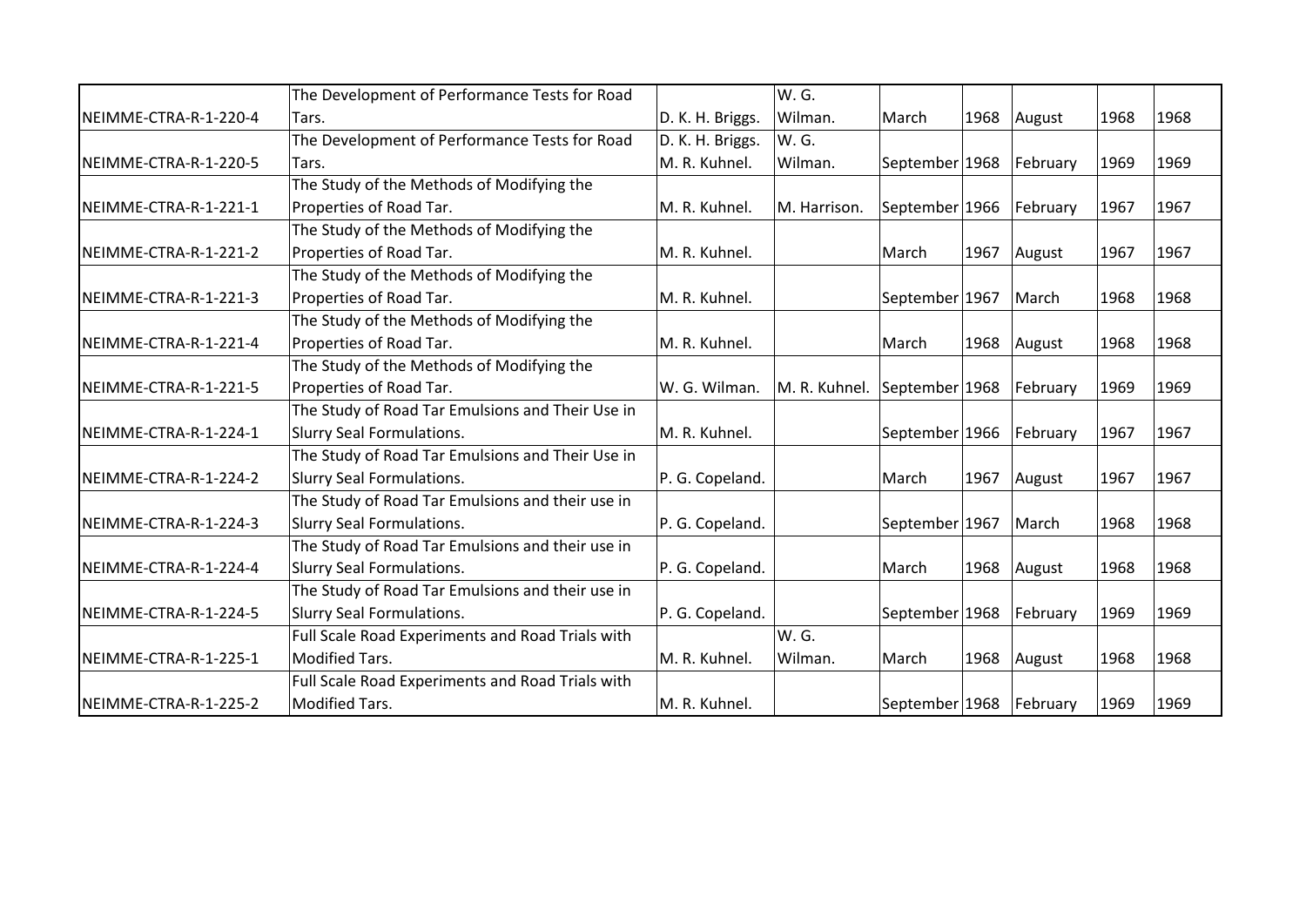| | | | | | | | | |
|---|---|---|---|---|---|---|---|---|
| NEIMME-CTRA-R-1-220-4 | The Development of Performance Tests for Road Tars. | D. K. H. Briggs. | W. G. Wilman. | March | 1968 | August | 1968 | 1968 |
| NEIMME-CTRA-R-1-220-5 | The Development of Performance Tests for Road Tars. | D. K. H. Briggs. M. R. Kuhnel. | W. G. Wilman. | September | 1968 | February | 1969 | 1969 |
| NEIMME-CTRA-R-1-221-1 | The Study of the Methods of Modifying the Properties of Road Tar. | M. R. Kuhnel. | M. Harrison. | September | 1966 | February | 1967 | 1967 |
| NEIMME-CTRA-R-1-221-2 | The Study of the Methods of Modifying the Properties of Road Tar. | M. R. Kuhnel. | | March | 1967 | August | 1967 | 1967 |
| NEIMME-CTRA-R-1-221-3 | The Study of the Methods of Modifying the Properties of Road Tar. | M. R. Kuhnel. | | September | 1967 | March | 1968 | 1968 |
| NEIMME-CTRA-R-1-221-4 | The Study of the Methods of Modifying the Properties of Road Tar. | M. R. Kuhnel. | | March | 1968 | August | 1968 | 1968 |
| NEIMME-CTRA-R-1-221-5 | The Study of the Methods of Modifying the Properties of Road Tar. | W. G. Wilman. | M. R. Kuhnel. | September | 1968 | February | 1969 | 1969 |
| NEIMME-CTRA-R-1-224-1 | The Study of Road Tar Emulsions and Their Use in Slurry Seal Formulations. | M. R. Kuhnel. | | September | 1966 | February | 1967 | 1967 |
| NEIMME-CTRA-R-1-224-2 | The Study of Road Tar Emulsions and Their Use in Slurry Seal Formulations. | P. G. Copeland. | | March | 1967 | August | 1967 | 1967 |
| NEIMME-CTRA-R-1-224-3 | The Study of Road Tar Emulsions and their use in Slurry Seal Formulations. | P. G. Copeland. | | September | 1967 | March | 1968 | 1968 |
| NEIMME-CTRA-R-1-224-4 | The Study of Road Tar Emulsions and their use in Slurry Seal Formulations. | P. G. Copeland. | | March | 1968 | August | 1968 | 1968 |
| NEIMME-CTRA-R-1-224-5 | The Study of Road Tar Emulsions and their use in Slurry Seal Formulations. | P. G. Copeland. | | September | 1968 | February | 1969 | 1969 |
| NEIMME-CTRA-R-1-225-1 | Full Scale Road Experiments and Road Trials with Modified Tars. | M. R. Kuhnel. | W. G. Wilman. | March | 1968 | August | 1968 | 1968 |
| NEIMME-CTRA-R-1-225-2 | Full Scale Road Experiments and Road Trials with Modified Tars. | M. R. Kuhnel. | | September | 1968 | February | 1969 | 1969 |